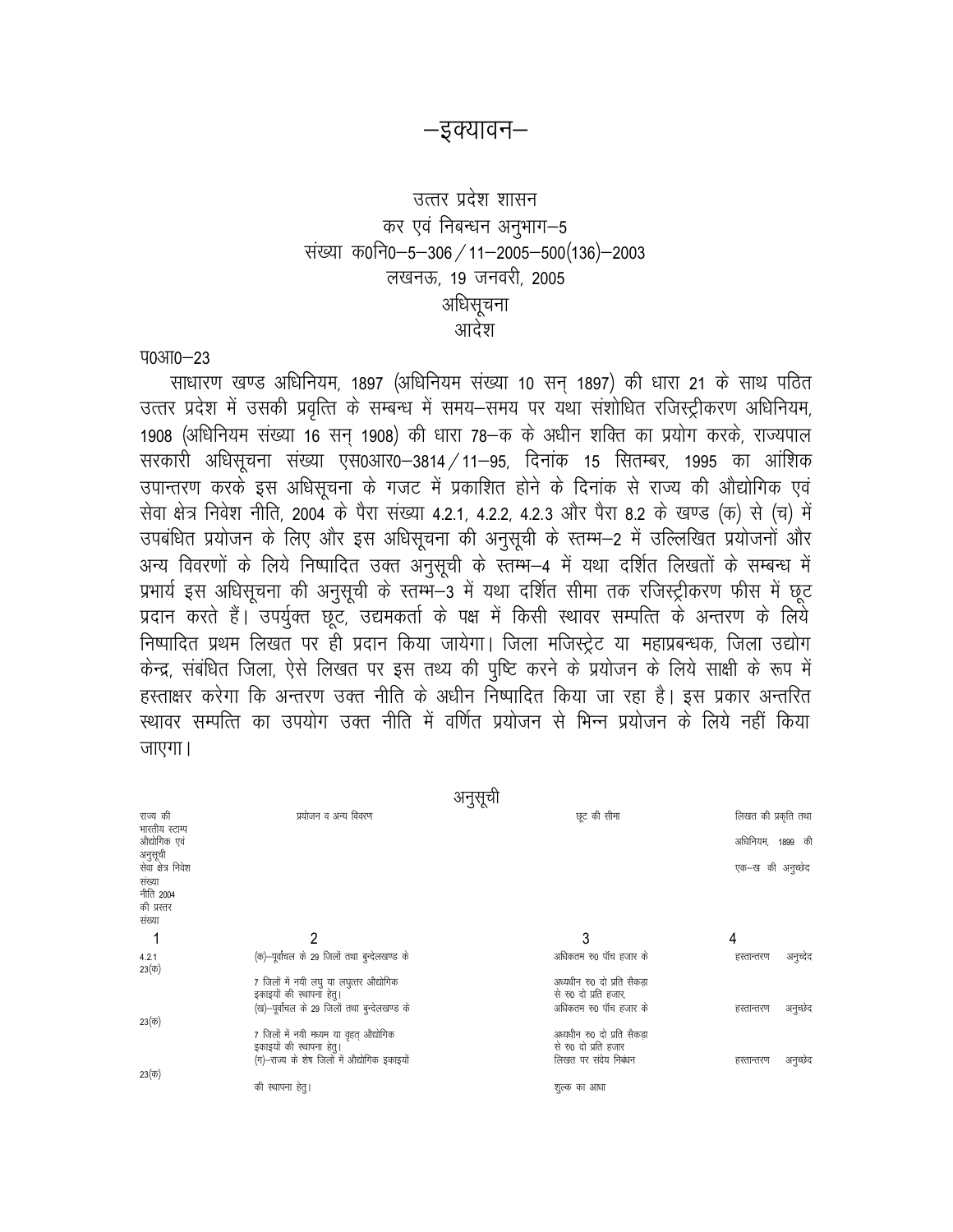# –इक्यावन–

उत्तर प्रदेश शासन
कर एवं निबन्धन अनुभाग–5
संख्या क0नि0–5–306/11–2005–500(136)–2003
लखनऊ, 19 जनवरी, 2005
अधिसूचना
आदेश

प0आ0–23

साधारण खण्ड अधिनियम, 1897 (अधिनियम संख्या 10 सन् 1897) की धारा 21 के साथ पठित उत्तर प्रदेश में उसकी प्रवृत्ति के सम्बन्ध में समय–समय पर यथा संशोधित रजिस्ट्रीकरण अधिनियम, 1908 (अधिनियम संख्या 16 सन् 1908) की धारा 78–क के अधीन शक्ति का प्रयोग करके, राज्यपाल सरकारी अधिसूचना संख्या एस0आर0–3814/11–95, दिनांक 15 सितम्बर, 1995 का आंशिक उपान्तरण करके इस अधिसूचना के गजट में प्रकाशित होने के दिनांक से राज्य की औद्योगिक एवं सेवा क्षेत्र निवेश नीति, 2004 के पैरा संख्या 4.2.1, 4.2.2, 4.2.3 और पैरा 8.2 के खण्ड (क) से (च) में उपबंधित प्रयोजन के लिए और इस अधिसूचना की अनुसूची के स्तम्भ–2 में उल्लिखित प्रयोजनों और अन्य विवरणों के लिये निष्पादित उक्त अनुसूची के स्तम्भ–4 में यथा दर्शित लिखतों के सम्बन्ध में प्रभार्य इस अधिसूचना की अनुसूची के स्तम्भ–3 में यथा दर्शित सीमा तक रजिस्ट्रीकरण फीस में छूट प्रदान करते हैं। उपर्युक्त छूट, उद्यमकर्ता के पक्ष में किसी स्थावर सम्पत्ति के अन्तरण के लिये निष्पादित प्रथम लिखत पर ही प्रदान किया जायेगा। जिला मजिस्ट्रेट या महाप्रबन्धक, जिला उद्योग केन्द्र, संबंधित जिला, ऐसे लिखत पर इस तथ्य की पुष्टि करने के प्रयोजन के लिये साक्षी के रूप में हस्ताक्षर करेगा कि अन्तरण उक्त नीति के अधीन निष्पादित किया जा रहा है। इस प्रकार अन्तरित स्थावर सम्पत्ति का उपयोग उक्त नीति में वर्णित प्रयोजन से भिन्न प्रयोजन के लिये नहीं किया जाएगा।

## अनुसूची

| राज्य की औद्योगिक एवं सेवा क्षेत्र निवेश नीति 2004 की प्रस्तर संख्या | भारतीय स्टाम्प अनुसूची संख्या | प्रयोजन व अन्य विवरण | छूट की सीमा | लिखत की प्रकृति तथा अधिनियम, 1899 की एक–ख की अनुच्छेद |
|---|---|---|---|---|
| 1 | | 2 | 3 | 4 |
| 4.2.1 | 23(क) | (क)–पूर्वांचल के 29 जिलों तथा बुन्देलखण्ड के 7 जिलों में नयी लघु या लघुत्तर औद्योगिक इकाइयों की स्थापना हेतु। | अधिकतम रु0 पाँच हजार के अध्यधीन रु0 दो प्रति सैकड़ा से रु0 दो प्रति हजार, | हस्तान्तरण अनुच्छेद |
| | 23(क) | (ख)–पूर्वांचल के 29 जिलों तथा बुन्देलखण्ड के 7 जिलों में नयी मध्यम या वृहत् औद्योगिक इकाइयों की स्थापना हेतु। | अधिकतम रु0 पाँच हजार के अध्यधीन रु0 दो प्रति सैकड़ा से रु0 दो प्रति हजार | हस्तान्तरण अनुच्छेद |
| | 23(क) | (ग)–राज्य के शेष जिलों में औद्योगिक इकाइयों की स्थापना हेतु। | लिखत पर संदेय निबंधन शुल्क का आधा | हस्तान्तरण अनुच्छेद |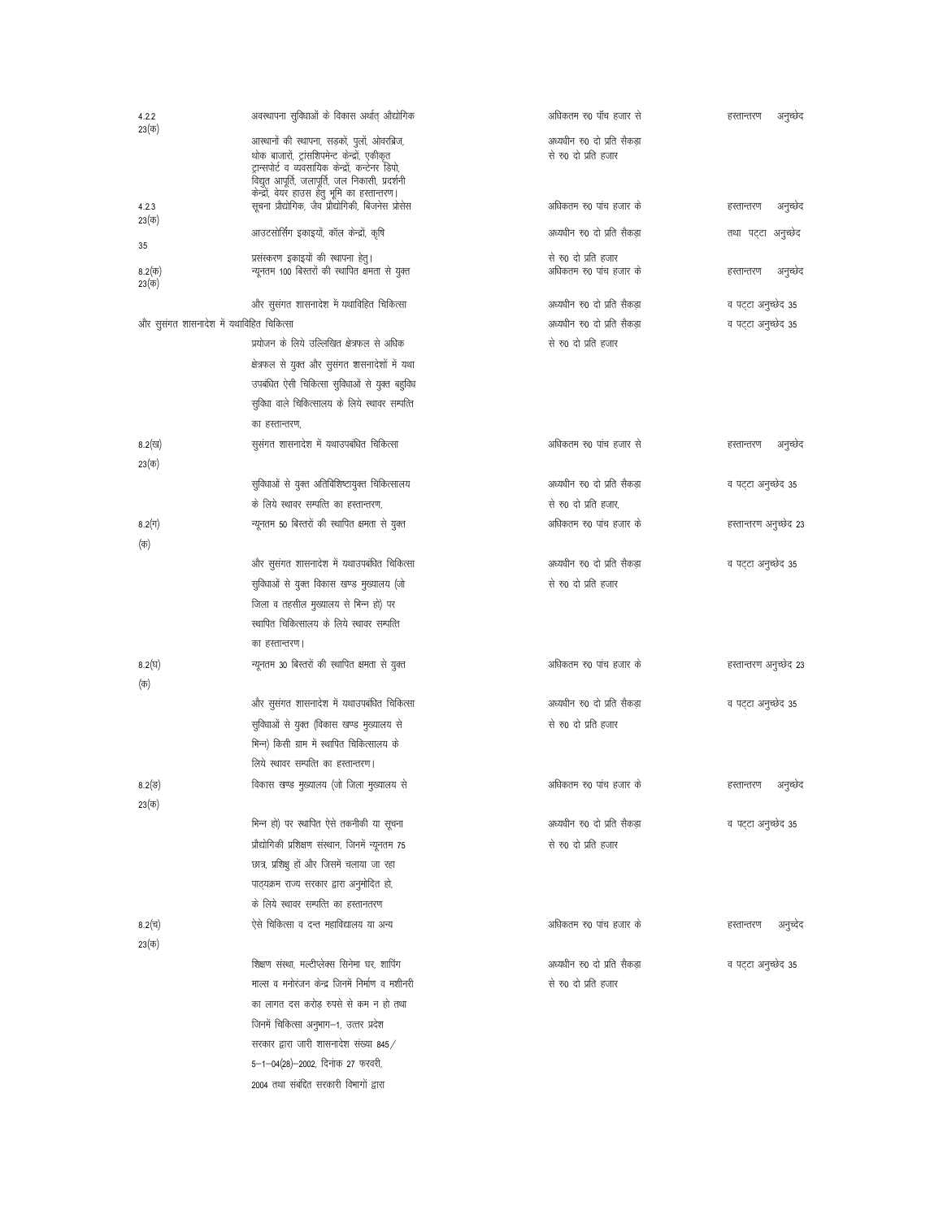| | | | |
|---|---|---|---|
| 4.2.2 23(क) | अवस्थापना सुविधाओं के विकास अर्थात् औद्योगिक आस्थानों की स्थापना, सड़कों, पुलों, ओवरब्रिज, थोक बाजारों, ट्रांसशिपमेन्ट केन्द्रों, एकीकृत ट्रान्सपोर्ट व व्यवसायिक केन्द्रों, कन्टेनर डिपो, विद्युत आपूर्ति, जलापूर्ति, जल निकासी, प्रदर्शनी केन्द्रों, वेयर हाउस हेतु भूमि का हस्तान्तरण। | अधिकतम रु0 पॉच हजार से अध्यधीन रु0 दो प्रति सैकड़ा से रु0 दो प्रति हजार | हस्तान्तरण अनुच्छेद |
| 4.2.3 23(क) 35 | सूचना प्रौद्योगिक, जैव प्रौद्योगिकी, बिजनेस प्रोसेस आउटसोर्सिंग इकाइयों, कॉल केन्द्रों, कृषि प्रसंस्करण इकाइयों की स्थापना हेतु। | अधिकतम रु0 पांच हजार के अध्यधीन रु0 दो प्रति सैकड़ा से रु0 दो प्रति हजार | हस्तान्तरण अनुच्छेद तथा पट्टा अनुच्छेद |
| 8.2(क) 23(क) | न्यूनतम 100 बिस्तरों की स्थापित क्षमता से युक्त और सुसंगत शासनादेश में यथाविहित चिकित्सा | अधिकतम रु0 पांच हजार के अध्यधीन रु0 दो प्रति सैकड़ा | हस्तान्तरण अनुच्छेद व पट्टा अनुच्छेद 35 |
| और सुसंगत शासनादेश में यथाविहित चिकित्सा | प्रयोजन के लिये उल्लिखित क्षेत्रफल से अधिक क्षेत्रफल से युक्त और सुसंगत शासनादेशों में यथा उपबंधित ऐसी चिकित्सा सुविधाओं से युक्त बहुविध सुविधा वाले चिकित्सालय के लिये स्थावर सम्पत्ति का हस्तान्तरण, | अध्यधीन रु0 दो प्रति सैकड़ा से रु0 दो प्रति हजार | व पट्टा अनुच्छेद 35 |
| 8.2(ख) 23(क) | सुसंगत शासनादेश में यथाउपबंधित चिकित्सा सुविधाओं से युक्त अतिविशिष्टायुक्त चिकित्सालय के लिये स्थावर सम्पत्ति का हस्तान्तरण, | अधिकतम रु0 पांच हजार से अध्यधीन रु0 दो प्रति सैकड़ा से रु0 दो प्रति हजार, | हस्तान्तरण अनुच्छेद व पट्टा अनुच्छेद 35 |
| 8.2(ग) (क) | न्यूनतम 50 बिस्तरों की स्थापित क्षमता से युक्त और सुसंगत शासनादेश में यथाउपबंधित चिकित्सा सुविधाओं से युक्त विकास खण्ड मुख्यालय (जो जिला व तहसील मुख्यालय से भिन्न हो) पर स्थापित चिकित्सालय के लिये स्थावर सम्पत्ति का हस्तान्तरण। | अधिकतम रु0 पांच हजार के अध्यधीन रु0 दो प्रति सैकड़ा से रु0 दो प्रति हजार | हस्तान्तरण अनुच्छेद 23 व पट्टा अनुच्छेद 35 |
| 8.2(घ) (क) | न्यूनतम 30 बिस्तरों की स्थापित क्षमता से युक्त और सुसंगत शासनादेश में यथाउपबंधित चिकित्सा सुविधाओं से युक्त (विकास खण्ड मुख्यालय से भिन्न) किसी ग्राम में स्थापित चिकित्सालय के लिये स्थावर सम्पत्ति का हस्तान्तरण। | अधिकतम रु0 पांच हजार के अध्यधीन रु0 दो प्रति सैकड़ा से रु0 दो प्रति हजार | हस्तान्तरण अनुच्छेद 23 व पट्टा अनुच्छेद 35 |
| 8.2(ड) 23(क) | विकास खण्ड मुख्यालय (जो जिला मुख्यालय से भिन्न हो) पर स्थापित ऐसे तकनीकी या सूचना प्रौद्योगिकी प्रशिक्षण संस्थान, जिनमें न्यूनतम 75 छात्र, प्रशिक्षु हों और जिसमें चलाया जा रहा पाठ्यक्रम राज्य सरकार द्वारा अनुमोदित हो, के लिये स्थावर सम्पत्ति का हस्तानतरण | अधिकतम रु0 पांच हजार के अध्यधीन रु0 दो प्रति सैकड़ा से रु0 दो प्रति हजार | हस्तान्तरण अनुच्छेद व पट्टा अनुच्छेद 35 |
| 8.2(च) 23(क) | ऐसे चिकित्सा व दन्त महाविद्यालय या अन्य शिक्षण संस्था, मल्टीप्लेक्स सिनेमा घर, शापिंग माल्स व मनोरंजन केन्द्र जिनमें निर्माण व मशीनरी का लागत दस करोड़ रुपसे से कम न हो तथा जिनमें चिकित्सा अनुभाग–1, उत्तर प्रदेश सरकार द्वारा जारी शासनादेश संख्या 845/5–1–04(28)–2002, दिनांक 27 फरवरी, 2004 तथा संबंदित सरकारी विभागों द्वारा | अधिकतम रु0 पांच हजार के अध्यधीन रु0 दो प्रति सैकड़ा से रु0 दो प्रति हजार | हस्तान्तरण अनुच्देद व पट्टा अनुच्छेद 35 |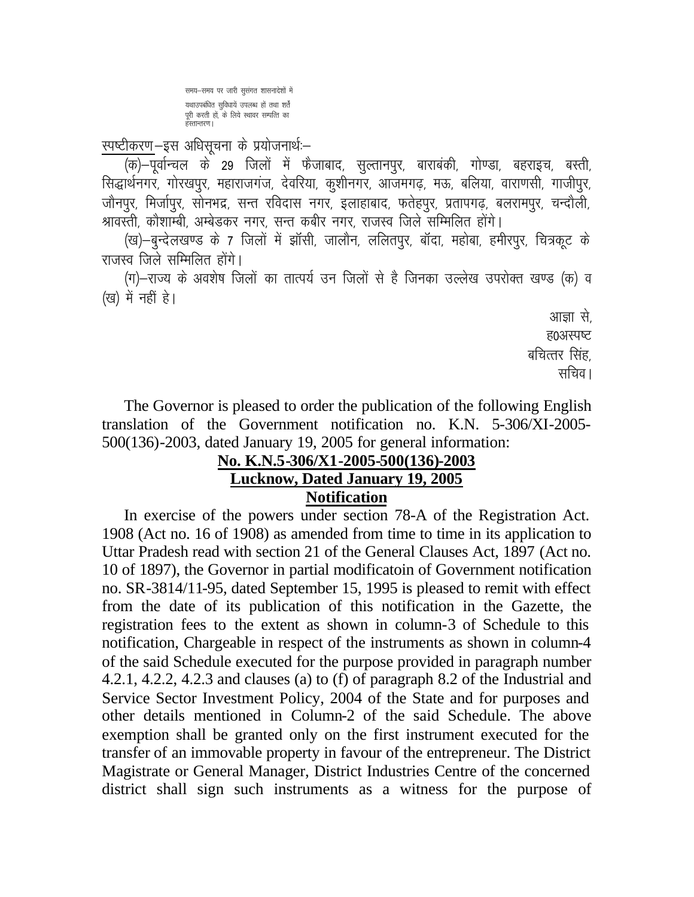समय–समय पर जारी सुसंगत शासनादेशों में यथाउपबंधित सुविधायें उपलब्ध हों तथा शर्तें पूरी करती हों, के लिये स्थावर सम्पत्ति का हस्तान्तरण।

<u>स्पष्टीकरण</u>–इस अधिसूचना के प्रयोजनार्थः–

(क)–पूर्वान्चल के 29 जिलों में फैजाबाद, सुल्तानपुर, बाराबंकी, गोण्डा, बहराइच, बस्ती, सिद्धार्थनगर, गोरखपुर, महाराजगंज, देवरिया, कुशीनगर, आजमगढ़, मऊ, बलिया, वाराणसी, गाजीपुर, जौनपुर, मिर्जापुर, सोनभद्र, सन्त रविदास नगर, इलाहाबाद, फतेहपुर, प्रतापगढ़, बलरामपुर, चन्दौली, श्रावस्ती, कौशाम्बी, अम्बेडकर नगर, सन्त कबीर नगर, राजस्व जिले सम्मिलित होंगे।

(ख)–बुन्देलखण्ड के 7 जिलों में झॉसी, जालौन, ललितपुर, बॉदा, महोबा, हमीरपुर, चित्रकूट के राजस्व जिले सम्मिलित होंगे।

(ग)–राज्य के अवशेष जिलों का तात्पर्य उन जिलों से है जिनका उल्लेख उपरोक्त खण्ड (क) व (ख) में नहीं है।

आज्ञा से,
ह0अस्पष्ट
बचित्तर सिंह,
सचिव।

The Governor is pleased to order the publication of the following English translation of the Government notification no. K.N. 5-306/XI-2005-500(136)-2003, dated January 19, 2005 for general information:

**<u>No. K.N.5-306/X1-2005-500(136)-2003</u>**
**<u>Lucknow, Dated January 19, 2005</u>**
**<u>Notification</u>**

In exercise of the powers under section 78-A of the Registration Act. 1908 (Act no. 16 of 1908) as amended from time to time in its application to Uttar Pradesh read with section 21 of the General Clauses Act, 1897 (Act no. 10 of 1897), the Governor in partial modificatoin of Government notification no. SR-3814/11-95, dated September 15, 1995 is pleased to remit with effect from the date of its publication of this notification in the Gazette, the registration fees to the extent as shown in column-3 of Schedule to this notification, Chargeable in respect of the instruments as shown in column-4 of the said Schedule executed for the purpose provided in paragraph number 4.2.1, 4.2.2, 4.2.3 and clauses (a) to (f) of paragraph 8.2 of the Industrial and Service Sector Investment Policy, 2004 of the State and for purposes and other details mentioned in Column-2 of the said Schedule. The above exemption shall be granted only on the first instrument executed for the transfer of an immovable property in favour of the entrepreneur. The District Magistrate or General Manager, District Industries Centre of the concerned district shall sign such instruments as a witness for the purpose of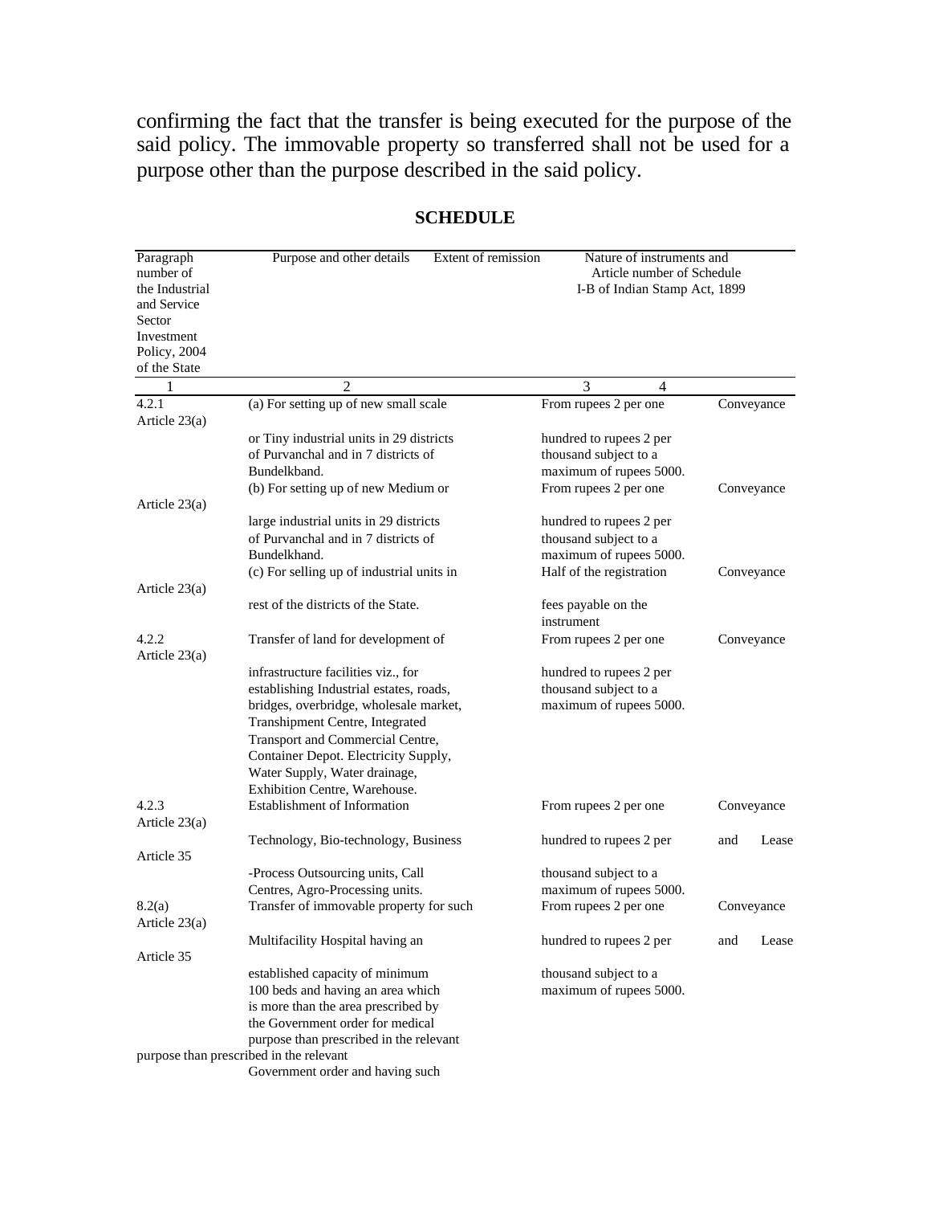confirming the fact that the transfer is being executed for the purpose of the said policy. The immovable property so transferred shall not be used for a purpose other than the purpose described in the said policy.

## SCHEDULE

| Paragraph number of the Industrial and Service Sector Investment Policy, 2004 of the State | Purpose and other details | Extent of remission | Nature of instruments and Article number of Schedule I-B of Indian Stamp Act, 1899 |
|---|---|---|---|
| 1 | 2 | 3 | 4 |
| 4.2.1 | (a) For setting up of new small scale or Tiny industrial units in 29 districts of Purvanchal and in 7 districts of Bundelkband. | From rupees 2 per one hundred to rupees 2 per thousand subject to a maximum of rupees 5000. | Conveyance Article 23(a) |
| | (b) For setting up of new Medium or large industrial units in 29 districts of Purvanchal and in 7 districts of Bundelkhand. | From rupees 2 per one hundred to rupees 2 per thousand subject to a maximum of rupees 5000. | Conveyance Article 23(a) |
| | (c) For selling up of industrial units in rest of the districts of the State. | Half of the registration fees payable on the instrument | Conveyance Article 23(a) |
| 4.2.2 | Transfer of land for development of infrastructure facilities viz., for establishing Industrial estates, roads, bridges, overbridge, wholesale market, Transhipment Centre, Integrated Transport and Commercial Centre, Container Depot. Electricity Supply, Water Supply, Water drainage, Exhibition Centre, Warehouse. | From rupees 2 per one hundred to rupees 2 per thousand subject to a maximum of rupees 5000. | Conveyance Article 23(a) |
| 4.2.3 | Establishment of Information Technology, Bio-technology, Business -Process Outsourcing units, Call Centres, Agro-Processing units. | From rupees 2 per one hundred to rupees 2 per thousand subject to a maximum of rupees 5000. | Conveyance Article 23(a) and Lease Article 35 |
| 8.2(a) | Transfer of immovable property for such Multifacility Hospital having an established capacity of minimum 100 beds and having an area which is more than the area prescribed by the Government order for medical purpose than prescribed in the relevant purpose than prescribed in the relevant Government order and having such | From rupees 2 per one hundred to rupees 2 per thousand subject to a maximum of rupees 5000. | Conveyance Article 23(a) and Lease Article 35 |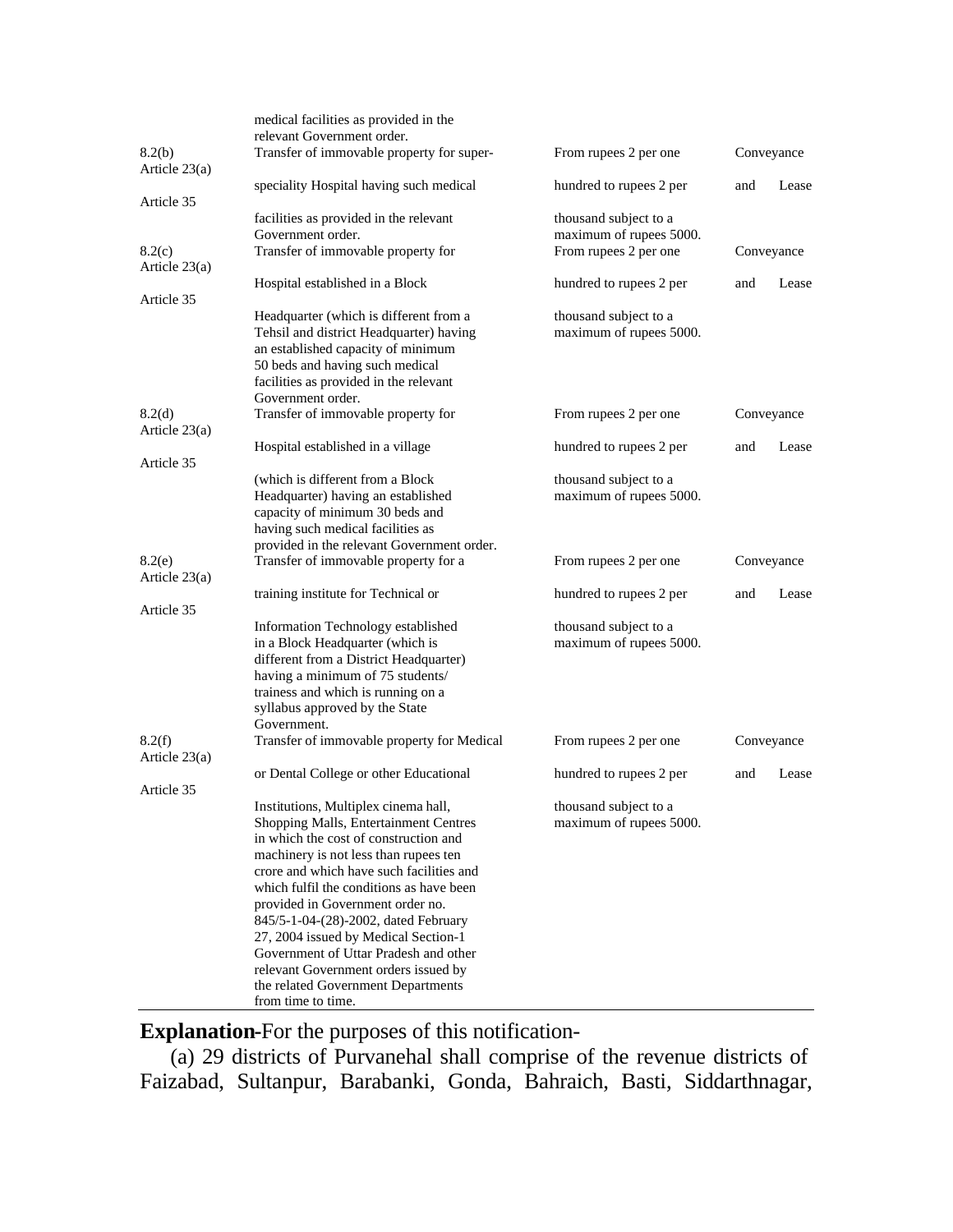| | | | |
|---|---|---|---|
| | medical facilities as provided in the relevant Government order. | | |
| 8.2(b) Article 23(a) Article 35 | Transfer of immovable property for super-speciality Hospital having such medical facilities as provided in the relevant Government order. | From rupees 2 per one hundred to rupees 2 per thousand subject to a maximum of rupees 5000. | Conveyance and Lease |
| 8.2(c) Article 23(a) Article 35 | Transfer of immovable property for Hospital established in a Block Headquarter (which is different from a Tehsil and district Headquarter) having an established capacity of minimum 50 beds and having such medical facilities as provided in the relevant Government order. | From rupees 2 per one hundred to rupees 2 per thousand subject to a maximum of rupees 5000. | Conveyance and Lease |
| 8.2(d) Article 23(a) Article 35 | Transfer of immovable property for Hospital established in a village (which is different from a Block Headquarter) having an established capacity of minimum 30 beds and having such medical facilities as provided in the relevant Government order. | From rupees 2 per one hundred to rupees 2 per thousand subject to a maximum of rupees 5000. | Conveyance and Lease |
| 8.2(e) Article 23(a) Article 35 | Transfer of immovable property for a training institute for Technical or Information Technology established in a Block Headquarter (which is different from a District Headquarter) having a minimum of 75 students/ trainess and which is running on a syllabus approved by the State Government. | From rupees 2 per one hundred to rupees 2 per thousand subject to a maximum of rupees 5000. | Conveyance and Lease |
| 8.2(f) Article 23(a) Article 35 | Transfer of immovable property for Medical or Dental College or other Educational Institutions, Multiplex cinema hall, Shopping Malls, Entertainment Centres in which the cost of construction and machinery is not less than rupees ten crore and which have such facilities and which fulfil the conditions as have been provided in Government order no. 845/5-1-04-(28)-2002, dated February 27, 2004 issued by Medical Section-1 Government of Uttar Pradesh and other relevant Government orders issued by the related Government Departments from time to time. | From rupees 2 per one hundred to rupees 2 per thousand subject to a maximum of rupees 5000. | Conveyance and Lease |

**Explanation-**For the purposes of this notification-

(a) 29 districts of Purvanehal shall comprise of the revenue districts of Faizabad, Sultanpur, Barabanki, Gonda, Bahraich, Basti, Siddarthnagar,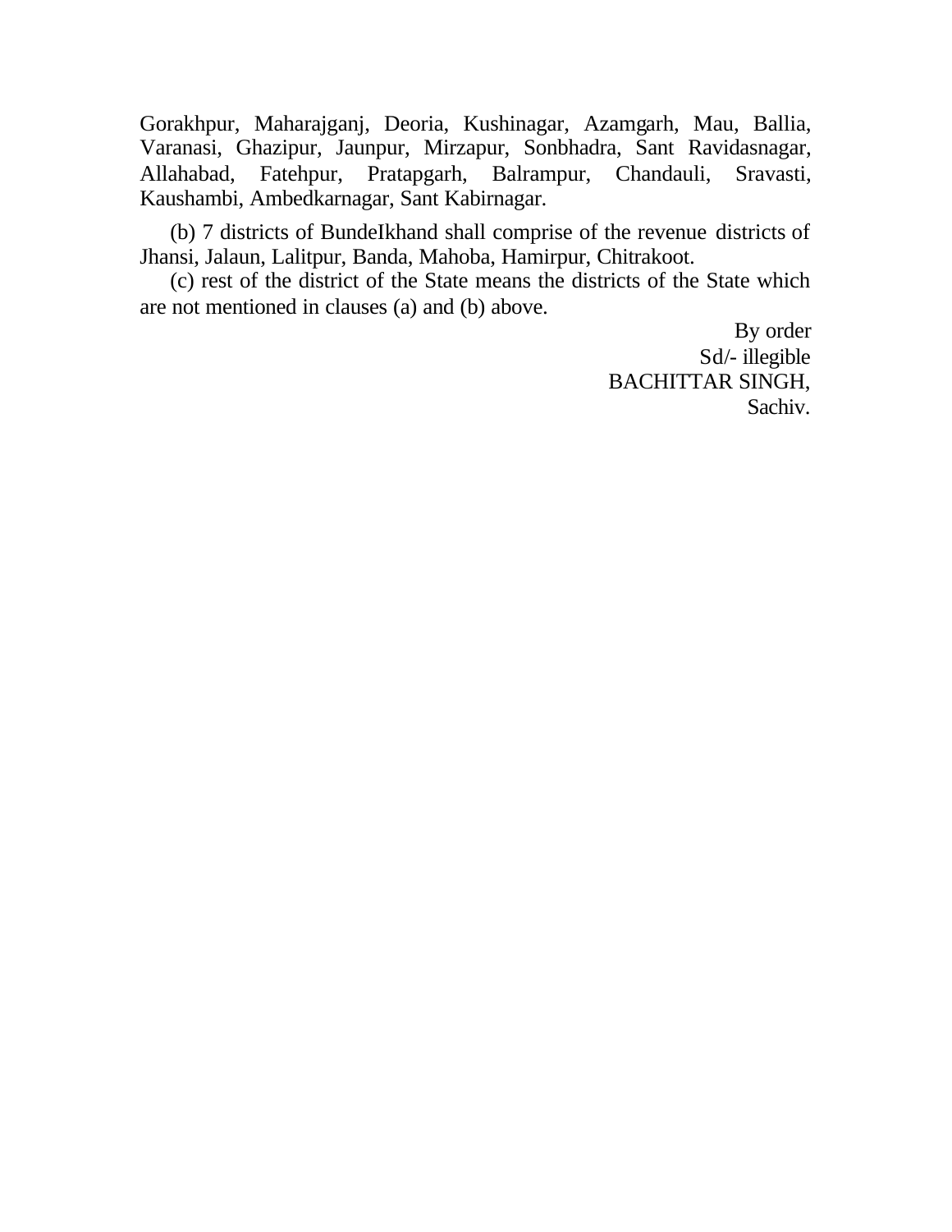Gorakhpur, Maharajganj, Deoria, Kushinagar, Azamgarh, Mau, Ballia, Varanasi, Ghazipur, Jaunpur, Mirzapur, Sonbhadra, Sant Ravidasnagar, Allahabad, Fatehpur, Pratapgarh, Balrampur, Chandauli, Sravasti, Kaushambi, Ambedkarnagar, Sant Kabirnagar.

(b) 7 districts of BundeIkhand shall comprise of the revenue districts of Jhansi, Jalaun, Lalitpur, Banda, Mahoba, Hamirpur, Chitrakoot.

(c) rest of the district of the State means the districts of the State which are not mentioned in clauses (a) and (b) above.

By order
Sd/- illegible
BACHITTAR SINGH,
Sachiv.